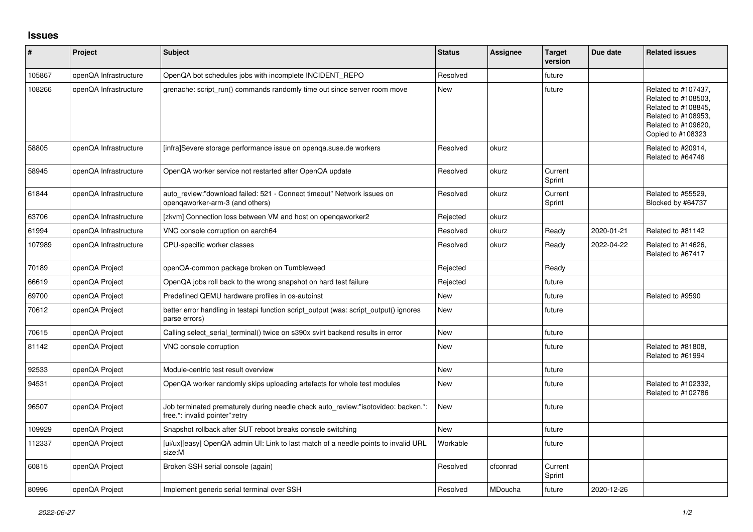## Issues

| # | Project | Subject | Status | Assignee | Target version | Due date | Related issues |
|---|---|---|---|---|---|---|---|
| 105867 | openQA Infrastructure | OpenQA bot schedules jobs with incomplete INCIDENT_REPO | Resolved | | future | | |
| 108266 | openQA Infrastructure | grenache: script_run() commands randomly time out since server room move | New | | future | | Related to #107437, Related to #108503, Related to #108845, Related to #108953, Related to #109620, Copied to #108323 |
| 58805 | openQA Infrastructure | [infra]Severe storage performance issue on openqa.suse.de workers | Resolved | okurz | | | Related to #20914, Related to #64746 |
| 58945 | openQA Infrastructure | OpenQA worker service not restarted after OpenQA update | Resolved | okurz | Current Sprint | | |
| 61844 | openQA Infrastructure | auto_review:"download failed: 521 - Connect timeout" Network issues on openqaworker-arm-3 (and others) | Resolved | okurz | Current Sprint | | Related to #55529, Blocked by #64737 |
| 63706 | openQA Infrastructure | [zkvm] Connection loss between VM and host on openqaworker2 | Rejected | okurz | | | |
| 61994 | openQA Infrastructure | VNC console corruption on aarch64 | Resolved | okurz | Ready | 2020-01-21 | Related to #81142 |
| 107989 | openQA Infrastructure | CPU-specific worker classes | Resolved | okurz | Ready | 2022-04-22 | Related to #14626, Related to #67417 |
| 70189 | openQA Project | openQA-common package broken on Tumbleweed | Rejected | | Ready | | |
| 66619 | openQA Project | OpenQA jobs roll back to the wrong snapshot on hard test failure | Rejected | | future | | |
| 69700 | openQA Project | Predefined QEMU hardware profiles in os-autoinst | New | | future | | Related to #9590 |
| 70612 | openQA Project | better error handling in testapi function script_output (was: script_output() ignores parse errors) | New | | future | | |
| 70615 | openQA Project | Calling select_serial_terminal() twice on s390x svirt backend results in error | New | | future | | |
| 81142 | openQA Project | VNC console corruption | New | | future | | Related to #81808, Related to #61994 |
| 92533 | openQA Project | Module-centric test result overview | New | | future | | |
| 94531 | openQA Project | OpenQA worker randomly skips uploading artefacts for whole test modules | New | | future | | Related to #102332, Related to #102786 |
| 96507 | openQA Project | Job terminated prematurely during needle check auto_review:"isotovideo: backen.*: free.*: invalid pointer":retry | New | | future | | |
| 109929 | openQA Project | Snapshot rollback after SUT reboot breaks console switching | New | | future | | |
| 112337 | openQA Project | [ui/ux][easy] OpenQA admin UI: Link to last match of a needle points to invalid URL size:M | Workable | | future | | |
| 60815 | openQA Project | Broken SSH serial console (again) | Resolved | cfconrad | Current Sprint | | |
| 80996 | openQA Project | Implement generic serial terminal over SSH | Resolved | MDoucha | future | 2020-12-26 | |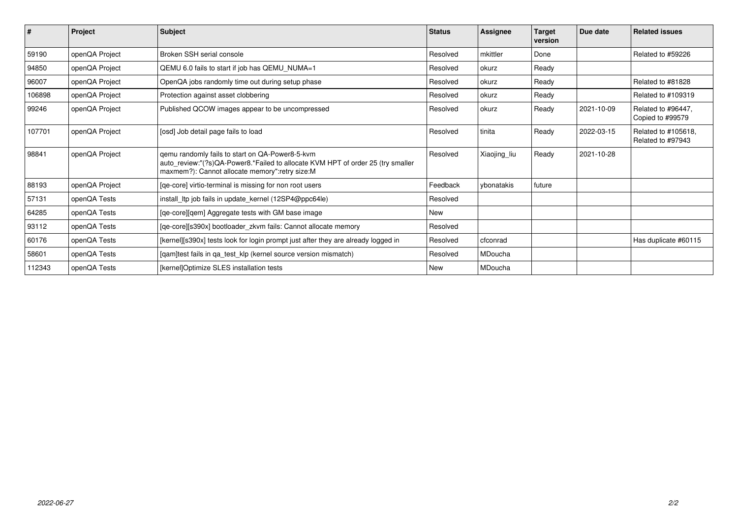| # | Project | Subject | Status | Assignee | Target version | Due date | Related issues |
|---|---|---|---|---|---|---|---|
| 59190 | openQA Project | Broken SSH serial console | Resolved | mkittler | Done | | Related to #59226 |
| 94850 | openQA Project | QEMU 6.0 fails to start if job has QEMU_NUMA=1 | Resolved | okurz | Ready | | |
| 96007 | openQA Project | OpenQA jobs randomly time out during setup phase | Resolved | okurz | Ready | | Related to #81828 |
| 106898 | openQA Project | Protection against asset clobbering | Resolved | okurz | Ready | | Related to #109319 |
| 99246 | openQA Project | Published QCOW images appear to be uncompressed | Resolved | okurz | Ready | 2021-10-09 | Related to #96447, Copied to #99579 |
| 107701 | openQA Project | [osd] Job detail page fails to load | Resolved | tinita | Ready | 2022-03-15 | Related to #105618, Related to #97943 |
| 98841 | openQA Project | qemu randomly fails to start on QA-Power8-5-kvm auto_review:"(?s)QA-Power8.*Failed to allocate KVM HPT of order 25 (try smaller maxmem?): Cannot allocate memory":retry size:M | Resolved | Xiaojing_liu | Ready | 2021-10-28 | |
| 88193 | openQA Project | [qe-core] virtio-terminal is missing for non root users | Feedback | ybonatakis | future | | |
| 57131 | openQA Tests | install_ltp job fails in update_kernel (12SP4@ppc64le) | Resolved | | | | |
| 64285 | openQA Tests | [qe-core][qem] Aggregate tests with GM base image | New | | | | |
| 93112 | openQA Tests | [qe-core][s390x] bootloader_zkvm fails: Cannot allocate memory | Resolved | | | | |
| 60176 | openQA Tests | [kernel][s390x] tests look for login prompt just after they are already logged in | Resolved | cfconrad | | | Has duplicate #60115 |
| 58601 | openQA Tests | [qam]test fails in qa_test_klp (kernel source version mismatch) | Resolved | MDoucha | | | |
| 112343 | openQA Tests | [kernel]Optimize SLES installation tests | New | MDoucha | | | |